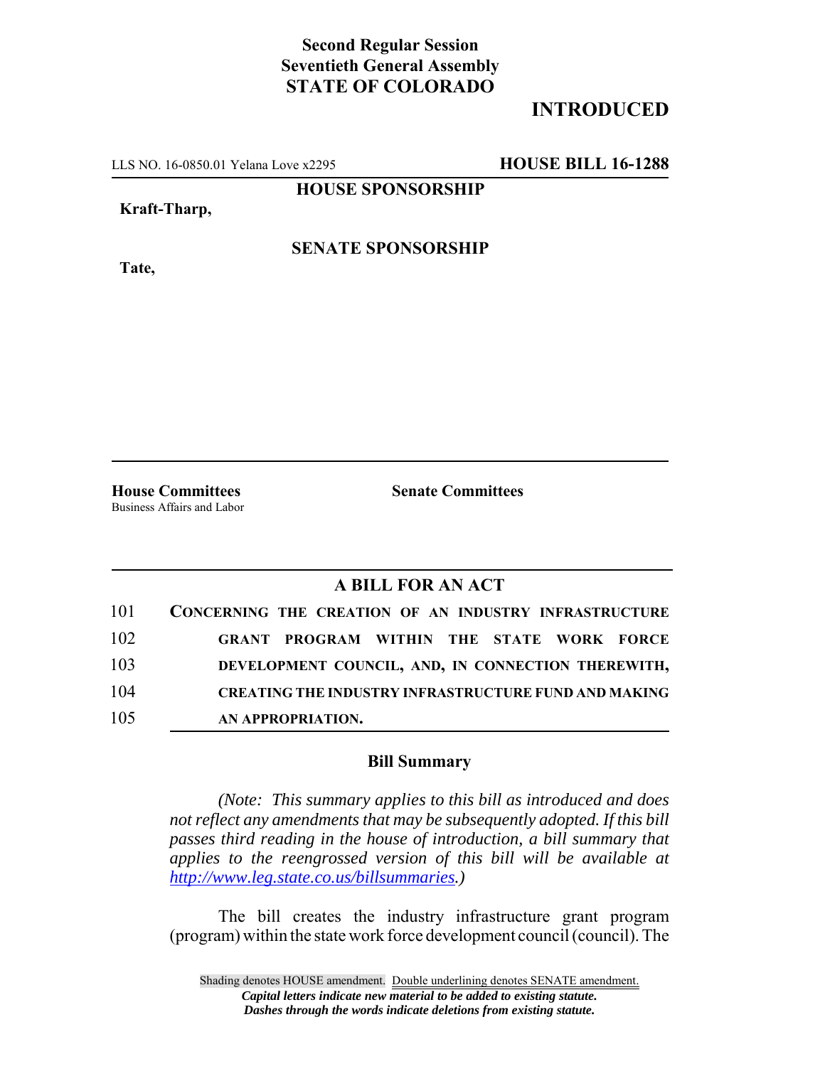**Second Regular Session**
**Seventieth General Assembly**
**STATE OF COLORADO**

# INTRODUCED

LLS NO. 16-0850.01 Yelana Love x2295 **HOUSE BILL 16-1288**

**HOUSE SPONSORSHIP**

**Kraft-Tharp,**

**SENATE SPONSORSHIP**

**Tate,**

**House Committees**
Business Affairs and Labor

**Senate Committees**

## A BILL FOR AN ACT

101 **CONCERNING THE CREATION OF AN INDUSTRY INFRASTRUCTURE**
102 **GRANT PROGRAM WITHIN THE STATE WORK FORCE**
103 **DEVELOPMENT COUNCIL, AND, IN CONNECTION THEREWITH,**
104 **CREATING THE INDUSTRY INFRASTRUCTURE FUND AND MAKING**
105 **AN APPROPRIATION.**

### Bill Summary

*(Note: This summary applies to this bill as introduced and does not reflect any amendments that may be subsequently adopted. If this bill passes third reading in the house of introduction, a bill summary that applies to the reengrossed version of this bill will be available at http://www.leg.state.co.us/billsummaries.)*

The bill creates the industry infrastructure grant program (program) within the state work force development council (council). The

Shading denotes HOUSE amendment. Double underlining denotes SENATE amendment.
***Capital letters indicate new material to be added to existing statute.***
***Dashes through the words indicate deletions from existing statute.***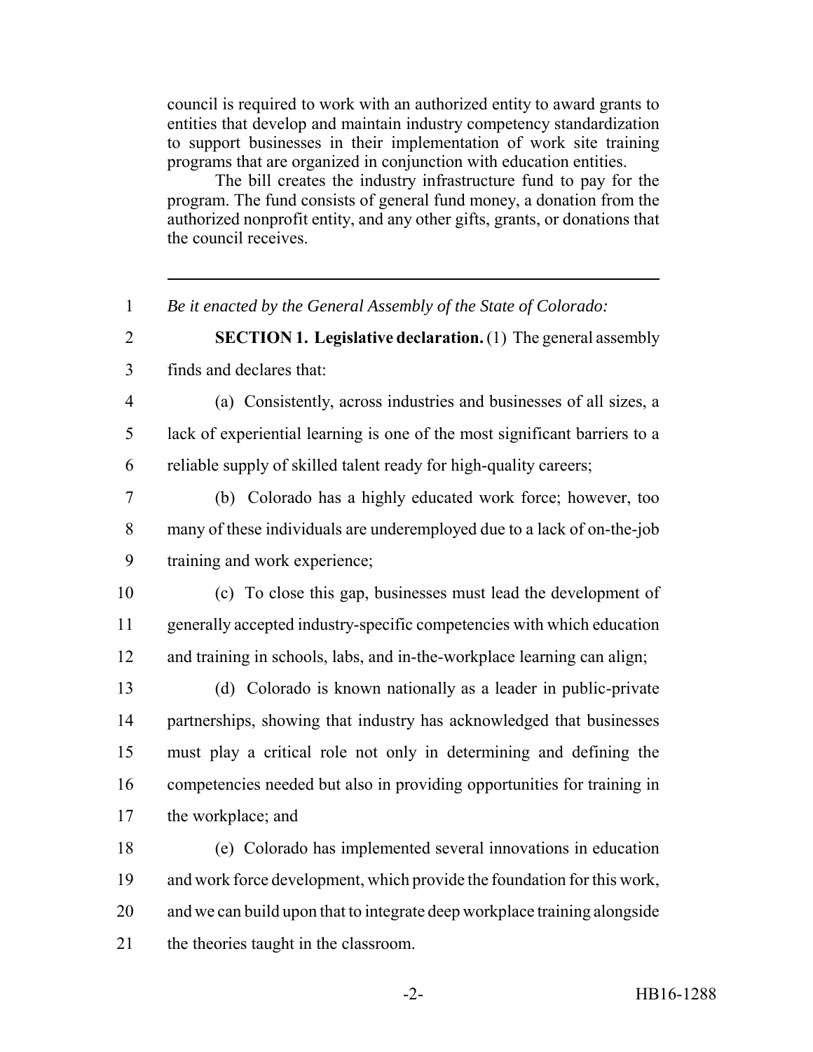council is required to work with an authorized entity to award grants to entities that develop and maintain industry competency standardization to support businesses in their implementation of work site training programs that are organized in conjunction with education entities.

The bill creates the industry infrastructure fund to pay for the program. The fund consists of general fund money, a donation from the authorized nonprofit entity, and any other gifts, grants, or donations that the council receives.

---

1 *Be it enacted by the General Assembly of the State of Colorado:*

2 **SECTION 1. Legislative declaration.** (1) The general assembly
3 finds and declares that:

4 (a) Consistently, across industries and businesses of all sizes, a
5 lack of experiential learning is one of the most significant barriers to a
6 reliable supply of skilled talent ready for high-quality careers;

7 (b) Colorado has a highly educated work force; however, too
8 many of these individuals are underemployed due to a lack of on-the-job
9 training and work experience;

10 (c) To close this gap, businesses must lead the development of
11 generally accepted industry-specific competencies with which education
12 and training in schools, labs, and in-the-workplace learning can align;

13 (d) Colorado is known nationally as a leader in public-private
14 partnerships, showing that industry has acknowledged that businesses
15 must play a critical role not only in determining and defining the
16 competencies needed but also in providing opportunities for training in
17 the workplace; and

18 (e) Colorado has implemented several innovations in education
19 and work force development, which provide the foundation for this work,
20 and we can build upon that to integrate deep workplace training alongside
21 the theories taught in the classroom.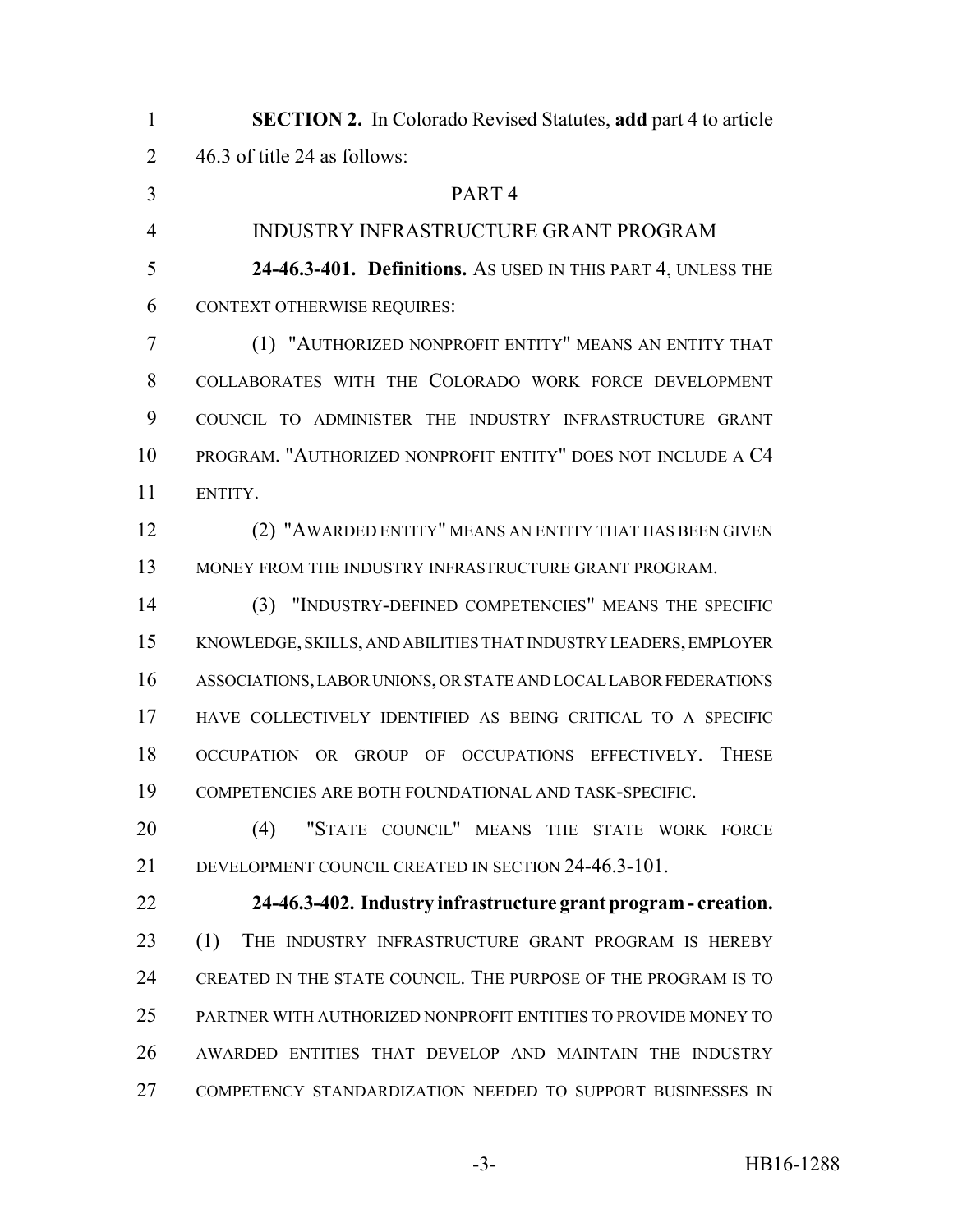**SECTION 2.** In Colorado Revised Statutes, **add** part 4 to article 46.3 of title 24 as follows:

PART 4

INDUSTRY INFRASTRUCTURE GRANT PROGRAM

**24-46.3-401. Definitions.** AS USED IN THIS PART 4, UNLESS THE CONTEXT OTHERWISE REQUIRES:

(1) "AUTHORIZED NONPROFIT ENTITY" MEANS AN ENTITY THAT COLLABORATES WITH THE COLORADO WORK FORCE DEVELOPMENT COUNCIL TO ADMINISTER THE INDUSTRY INFRASTRUCTURE GRANT PROGRAM. "AUTHORIZED NONPROFIT ENTITY" DOES NOT INCLUDE A C4 ENTITY.

(2) "AWARDED ENTITY" MEANS AN ENTITY THAT HAS BEEN GIVEN MONEY FROM THE INDUSTRY INFRASTRUCTURE GRANT PROGRAM.

(3) "INDUSTRY-DEFINED COMPETENCIES" MEANS THE SPECIFIC KNOWLEDGE, SKILLS, AND ABILITIES THAT INDUSTRY LEADERS, EMPLOYER ASSOCIATIONS, LABOR UNIONS, OR STATE AND LOCAL LABOR FEDERATIONS HAVE COLLECTIVELY IDENTIFIED AS BEING CRITICAL TO A SPECIFIC OCCUPATION OR GROUP OF OCCUPATIONS EFFECTIVELY. THESE COMPETENCIES ARE BOTH FOUNDATIONAL AND TASK-SPECIFIC.

(4) "STATE COUNCIL" MEANS THE STATE WORK FORCE DEVELOPMENT COUNCIL CREATED IN SECTION 24-46.3-101.

**24-46.3-402. Industry infrastructure grant program - creation.** (1) THE INDUSTRY INFRASTRUCTURE GRANT PROGRAM IS HEREBY CREATED IN THE STATE COUNCIL. THE PURPOSE OF THE PROGRAM IS TO PARTNER WITH AUTHORIZED NONPROFIT ENTITIES TO PROVIDE MONEY TO AWARDED ENTITIES THAT DEVELOP AND MAINTAIN THE INDUSTRY COMPETENCY STANDARDIZATION NEEDED TO SUPPORT BUSINESSES IN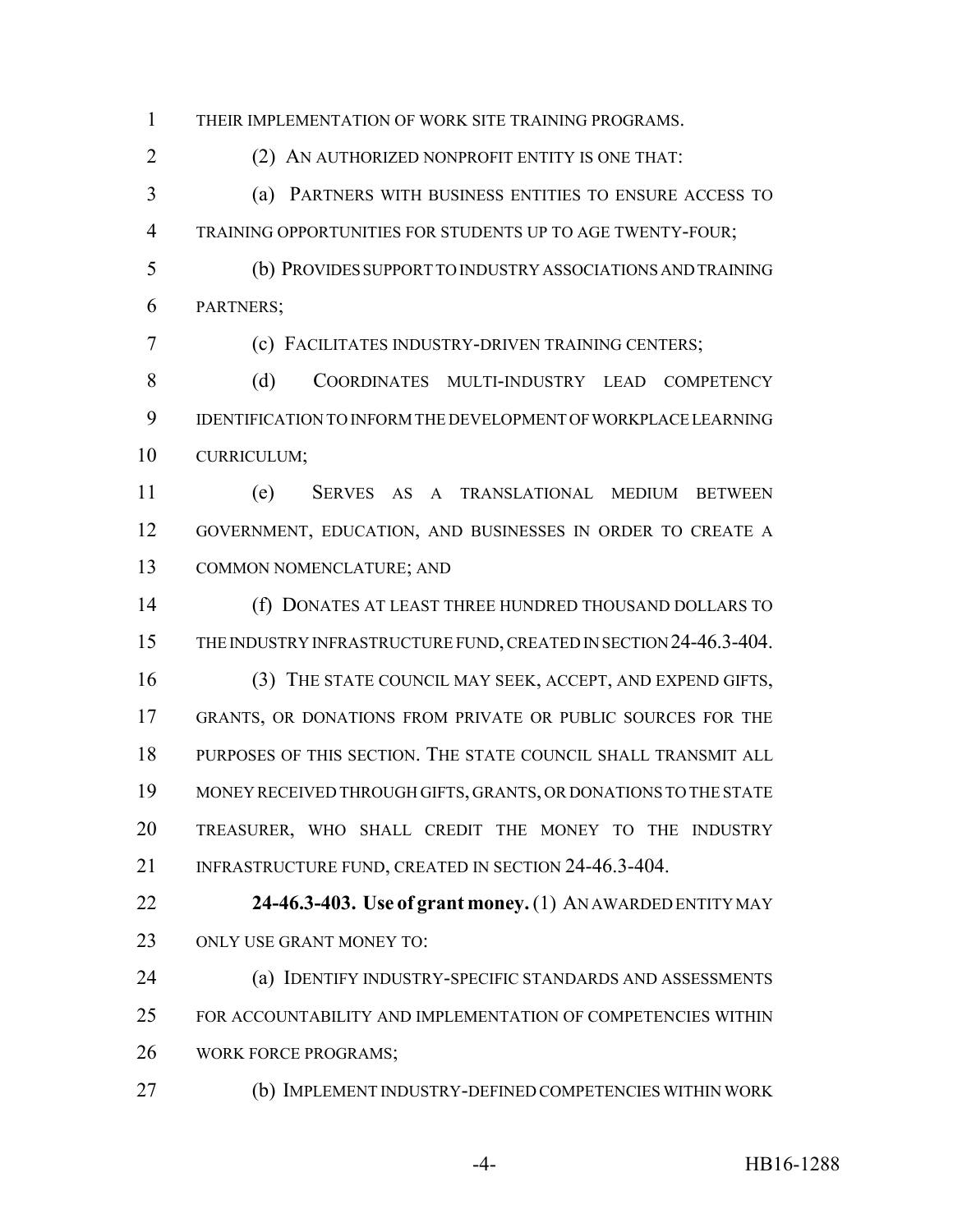THEIR IMPLEMENTATION OF WORK SITE TRAINING PROGRAMS.

(2) AN AUTHORIZED NONPROFIT ENTITY IS ONE THAT:

(a) PARTNERS WITH BUSINESS ENTITIES TO ENSURE ACCESS TO TRAINING OPPORTUNITIES FOR STUDENTS UP TO AGE TWENTY-FOUR;

(b) PROVIDES SUPPORT TO INDUSTRY ASSOCIATIONS AND TRAINING PARTNERS;

(c) FACILITATES INDUSTRY-DRIVEN TRAINING CENTERS;

(d) COORDINATES MULTI-INDUSTRY LEAD COMPETENCY IDENTIFICATION TO INFORM THE DEVELOPMENT OF WORKPLACE LEARNING CURRICULUM;

(e) SERVES AS A TRANSLATIONAL MEDIUM BETWEEN GOVERNMENT, EDUCATION, AND BUSINESSES IN ORDER TO CREATE A COMMON NOMENCLATURE; AND

(f) DONATES AT LEAST THREE HUNDRED THOUSAND DOLLARS TO THE INDUSTRY INFRASTRUCTURE FUND, CREATED IN SECTION 24-46.3-404.

(3) THE STATE COUNCIL MAY SEEK, ACCEPT, AND EXPEND GIFTS, GRANTS, OR DONATIONS FROM PRIVATE OR PUBLIC SOURCES FOR THE PURPOSES OF THIS SECTION. THE STATE COUNCIL SHALL TRANSMIT ALL MONEY RECEIVED THROUGH GIFTS, GRANTS, OR DONATIONS TO THE STATE TREASURER, WHO SHALL CREDIT THE MONEY TO THE INDUSTRY INFRASTRUCTURE FUND, CREATED IN SECTION 24-46.3-404.

**24-46.3-403. Use of grant money.** (1) AN AWARDED ENTITY MAY ONLY USE GRANT MONEY TO:

(a) IDENTIFY INDUSTRY-SPECIFIC STANDARDS AND ASSESSMENTS FOR ACCOUNTABILITY AND IMPLEMENTATION OF COMPETENCIES WITHIN WORK FORCE PROGRAMS;

(b) IMPLEMENT INDUSTRY-DEFINED COMPETENCIES WITHIN WORK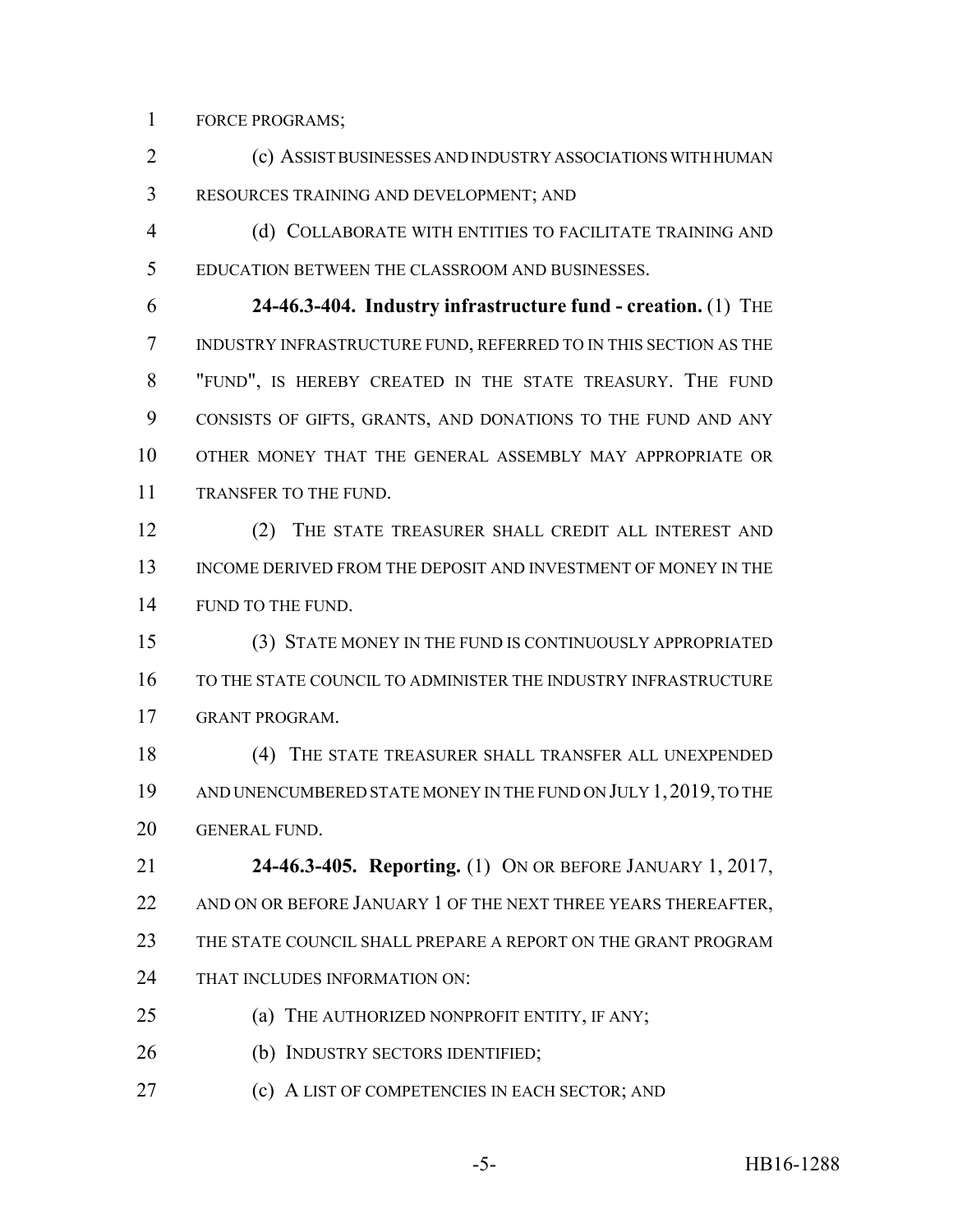FORCE PROGRAMS;

(c) ASSIST BUSINESSES AND INDUSTRY ASSOCIATIONS WITH HUMAN RESOURCES TRAINING AND DEVELOPMENT; AND

(d) COLLABORATE WITH ENTITIES TO FACILITATE TRAINING AND EDUCATION BETWEEN THE CLASSROOM AND BUSINESSES.

**24-46.3-404. Industry infrastructure fund - creation.** (1) THE INDUSTRY INFRASTRUCTURE FUND, REFERRED TO IN THIS SECTION AS THE "FUND", IS HEREBY CREATED IN THE STATE TREASURY. THE FUND CONSISTS OF GIFTS, GRANTS, AND DONATIONS TO THE FUND AND ANY OTHER MONEY THAT THE GENERAL ASSEMBLY MAY APPROPRIATE OR TRANSFER TO THE FUND.

(2) THE STATE TREASURER SHALL CREDIT ALL INTEREST AND INCOME DERIVED FROM THE DEPOSIT AND INVESTMENT OF MONEY IN THE FUND TO THE FUND.

(3) STATE MONEY IN THE FUND IS CONTINUOUSLY APPROPRIATED TO THE STATE COUNCIL TO ADMINISTER THE INDUSTRY INFRASTRUCTURE GRANT PROGRAM.

(4) THE STATE TREASURER SHALL TRANSFER ALL UNEXPENDED AND UNENCUMBERED STATE MONEY IN THE FUND ON JULY 1, 2019, TO THE GENERAL FUND.

**24-46.3-405. Reporting.** (1) ON OR BEFORE JANUARY 1, 2017, AND ON OR BEFORE JANUARY 1 OF THE NEXT THREE YEARS THEREAFTER, THE STATE COUNCIL SHALL PREPARE A REPORT ON THE GRANT PROGRAM THAT INCLUDES INFORMATION ON:

(a) THE AUTHORIZED NONPROFIT ENTITY, IF ANY;

(b) INDUSTRY SECTORS IDENTIFIED;

(c) A LIST OF COMPETENCIES IN EACH SECTOR; AND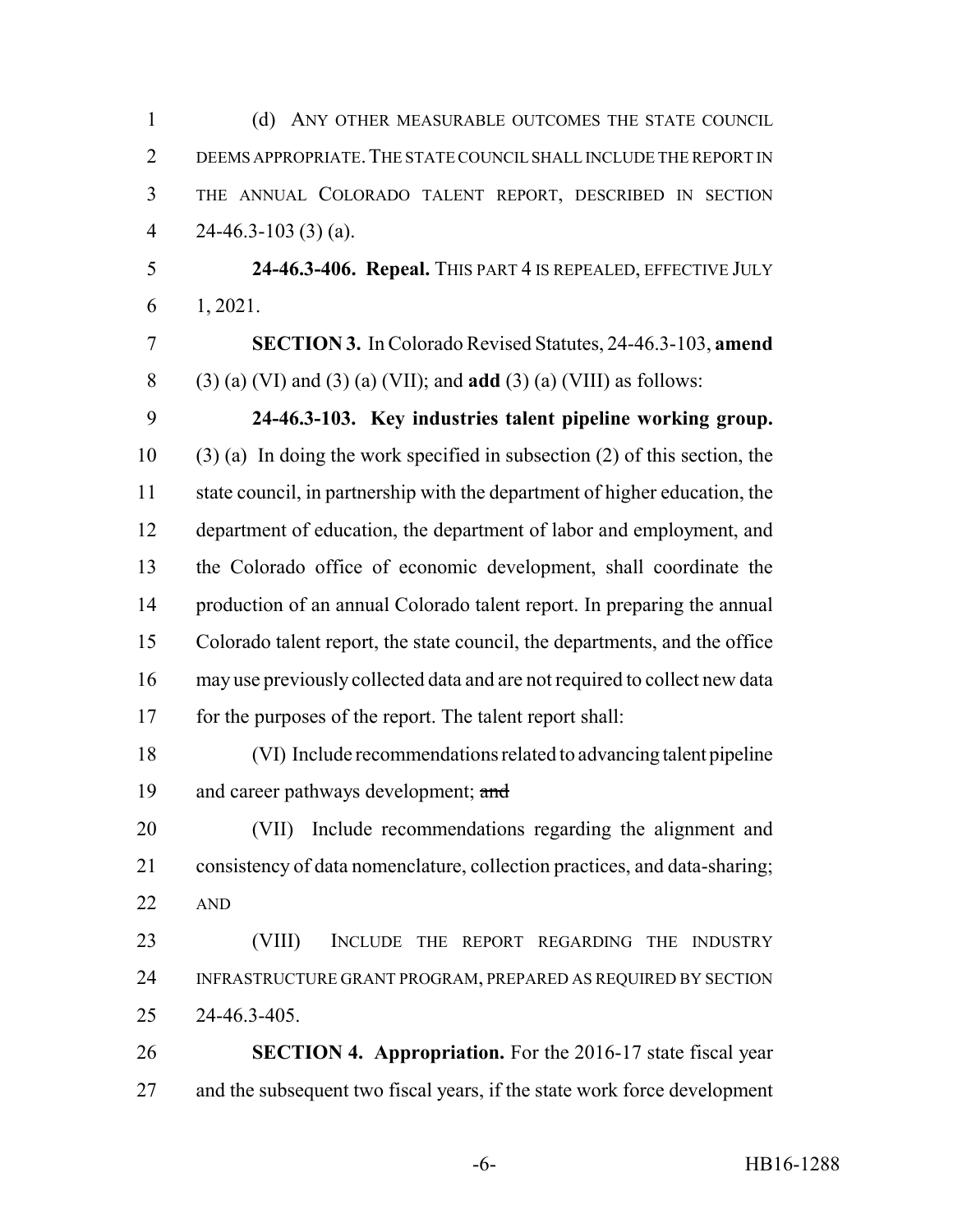(d) ANY OTHER MEASURABLE OUTCOMES THE STATE COUNCIL DEEMS APPROPRIATE. THE STATE COUNCIL SHALL INCLUDE THE REPORT IN THE ANNUAL COLORADO TALENT REPORT, DESCRIBED IN SECTION 24-46.3-103 (3) (a).

**24-46.3-406. Repeal.** THIS PART 4 IS REPEALED, EFFECTIVE JULY 1, 2021.

**SECTION 3.** In Colorado Revised Statutes, 24-46.3-103, **amend** (3) (a) (VI) and (3) (a) (VII); and **add** (3) (a) (VIII) as follows:

**24-46.3-103. Key industries talent pipeline working group.** (3) (a) In doing the work specified in subsection (2) of this section, the state council, in partnership with the department of higher education, the department of education, the department of labor and employment, and the Colorado office of economic development, shall coordinate the production of an annual Colorado talent report. In preparing the annual Colorado talent report, the state council, the departments, and the office may use previously collected data and are not required to collect new data for the purposes of the report. The talent report shall:

(VI) Include recommendations related to advancing talent pipeline and career pathways development; ~~and~~

(VII) Include recommendations regarding the alignment and consistency of data nomenclature, collection practices, and data-sharing; AND

(VIII) INCLUDE THE REPORT REGARDING THE INDUSTRY INFRASTRUCTURE GRANT PROGRAM, PREPARED AS REQUIRED BY SECTION 24-46.3-405.

**SECTION 4. Appropriation.** For the 2016-17 state fiscal year and the subsequent two fiscal years, if the state work force development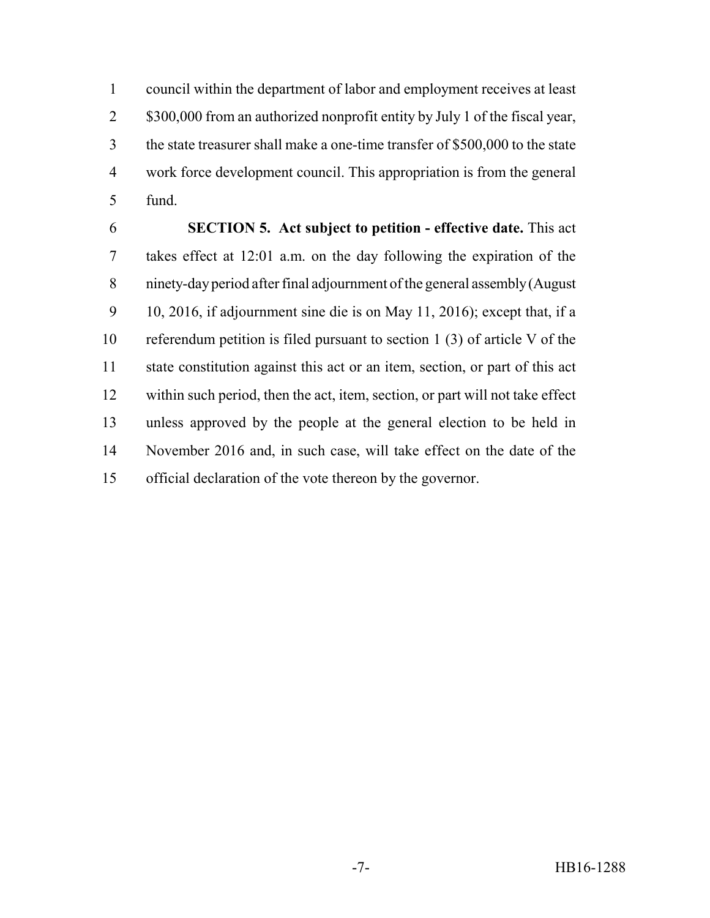council within the department of labor and employment receives at least $300,000 from an authorized nonprofit entity by July 1 of the fiscal year, the state treasurer shall make a one-time transfer of $500,000 to the state work force development council. This appropriation is from the general fund.

**SECTION 5. Act subject to petition - effective date.** This act takes effect at 12:01 a.m. on the day following the expiration of the ninety-day period after final adjournment of the general assembly (August 10, 2016, if adjournment sine die is on May 11, 2016); except that, if a referendum petition is filed pursuant to section 1 (3) of article V of the state constitution against this act or an item, section, or part of this act within such period, then the act, item, section, or part will not take effect unless approved by the people at the general election to be held in November 2016 and, in such case, will take effect on the date of the official declaration of the vote thereon by the governor.